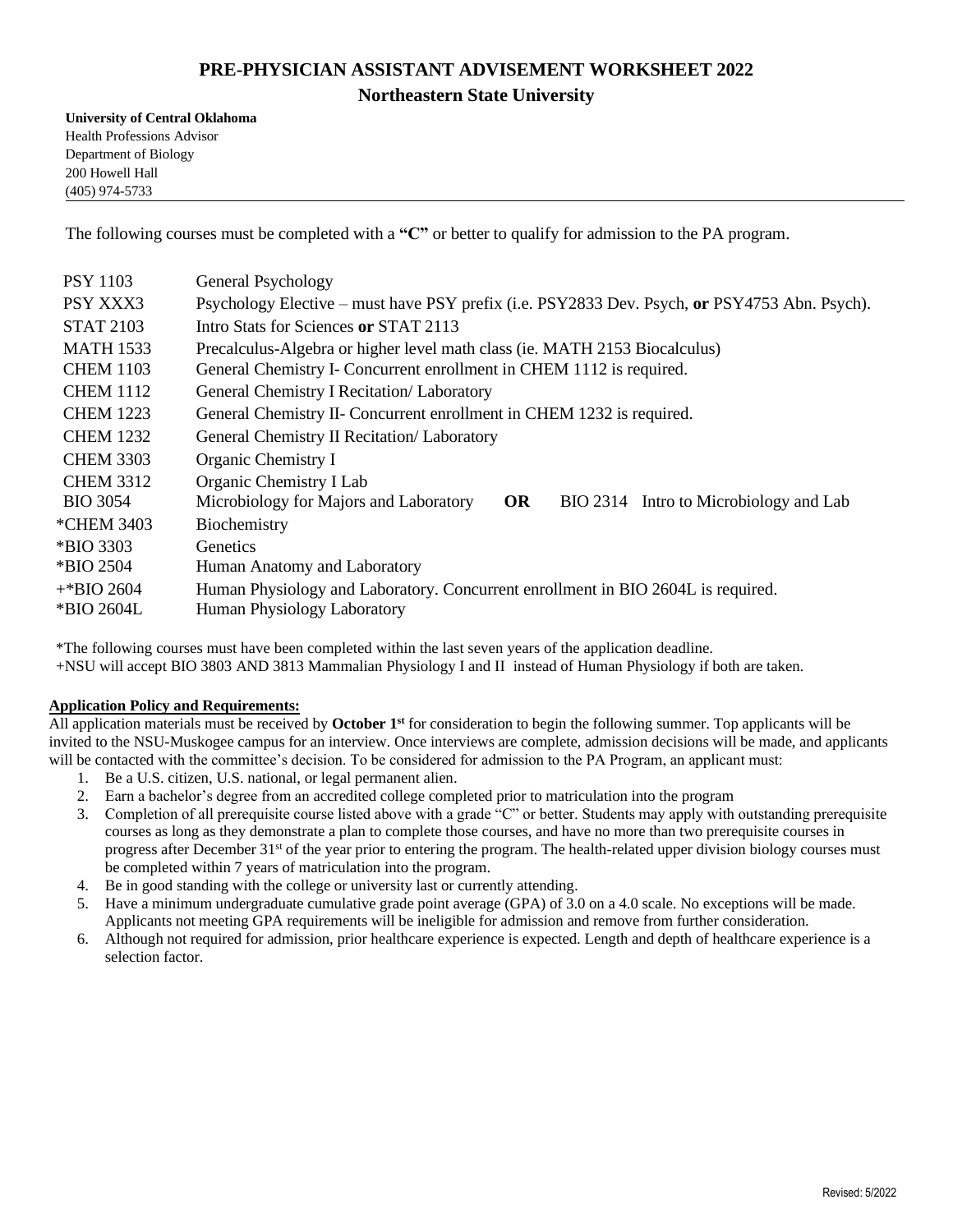# PRE-PHYSICIAN ASSISTANT ADVISEMENT WORKSHEET 2022

## Northeastern State University

**University of Central Oklahoma**
Health Professions Advisor
Department of Biology
200 Howell Hall
(405) 974-5733

---

The following courses must be completed with a **"C"** or better to qualify for admission to the PA program.

| | |
|---|---|
| PSY 1103 | General Psychology |
| PSY XXX3 | Psychology Elective – must have PSY prefix (i.e. PSY2833 Dev. Psych, **or** PSY4753 Abn. Psych). |
| STAT 2103 | Intro Stats for Sciences **or** STAT 2113 |
| MATH 1533 | Precalculus-Algebra or higher level math class (ie. MATH 2153 Biocalculus) |
| CHEM 1103 | General Chemistry I- Concurrent enrollment in CHEM 1112 is required. |
| CHEM 1112 | General Chemistry I Recitation/ Laboratory |
| CHEM 1223 | General Chemistry II- Concurrent enrollment in CHEM 1232 is required. |
| CHEM 1232 | General Chemistry II Recitation/ Laboratory |
| CHEM 3303 | Organic Chemistry I |
| CHEM 3312 | Organic Chemistry I Lab |
| BIO 3054 | Microbiology for Majors and Laboratory **OR** BIO 2314 Intro to Microbiology and Lab |
| *CHEM 3403 | Biochemistry |
| *BIO 3303 | Genetics |
| *BIO 2504 | Human Anatomy and Laboratory |
| +*BIO 2604 | Human Physiology and Laboratory. Concurrent enrollment in BIO 2604L is required. |
| *BIO 2604L | Human Physiology Laboratory |

*The following courses must have been completed within the last seven years of the application deadline.
+NSU will accept BIO 3803 AND 3813 Mammalian Physiology I and II instead of Human Physiology if both are taken.

**Application Policy and Requirements:**

All application materials must be received by **October 1st** for consideration to begin the following summer. Top applicants will be invited to the NSU-Muskogee campus for an interview. Once interviews are complete, admission decisions will be made, and applicants will be contacted with the committee's decision. To be considered for admission to the PA Program, an applicant must:

1. Be a U.S. citizen, U.S. national, or legal permanent alien.
2. Earn a bachelor's degree from an accredited college completed prior to matriculation into the program
3. Completion of all prerequisite course listed above with a grade "C" or better. Students may apply with outstanding prerequisite courses as long as they demonstrate a plan to complete those courses, and have no more than two prerequisite courses in progress after December 31st of the year prior to entering the program. The health-related upper division biology courses must be completed within 7 years of matriculation into the program.
4. Be in good standing with the college or university last or currently attending.
5. Have a minimum undergraduate cumulative grade point average (GPA) of 3.0 on a 4.0 scale. No exceptions will be made. Applicants not meeting GPA requirements will be ineligible for admission and remove from further consideration.
6. Although not required for admission, prior healthcare experience is expected. Length and depth of healthcare experience is a selection factor.

Revised: 5/2022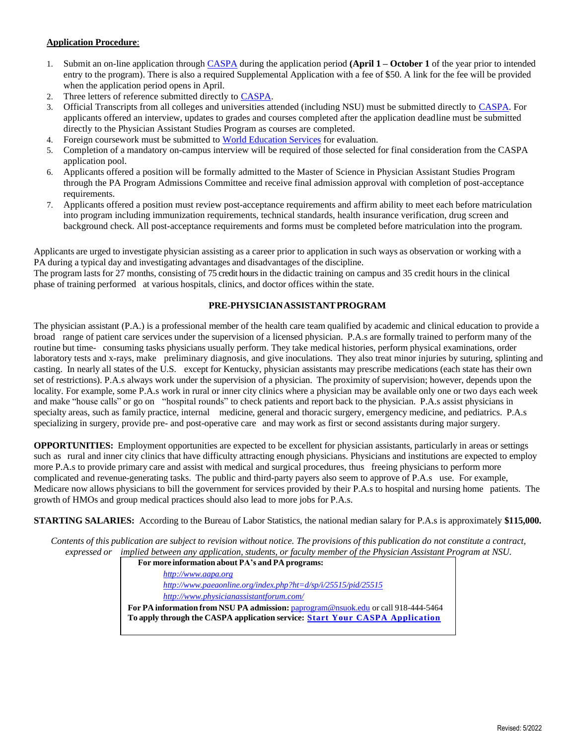**Application Procedure**:

1. Submit an on-line application through CASPA during the application period **(April 1 – October 1** of the year prior to intended entry to the program). There is also a required Supplemental Application with a fee of $50. A link for the fee will be provided when the application period opens in April.
2. Three letters of reference submitted directly to CASPA.
3. Official Transcripts from all colleges and universities attended (including NSU) must be submitted directly to CASPA. For applicants offered an interview, updates to grades and courses completed after the application deadline must be submitted directly to the Physician Assistant Studies Program as courses are completed.
4. Foreign coursework must be submitted to World Education Services for evaluation.
5. Completion of a mandatory on-campus interview will be required of those selected for final consideration from the CASPA application pool.
6. Applicants offered a position will be formally admitted to the Master of Science in Physician Assistant Studies Program through the PA Program Admissions Committee and receive final admission approval with completion of post-acceptance requirements.
7. Applicants offered a position must review post-acceptance requirements and affirm ability to meet each before matriculation into program including immunization requirements, technical standards, health insurance verification, drug screen and background check. All post-acceptance requirements and forms must be completed before matriculation into the program.

Applicants are urged to investigate physician assisting as a career prior to application in such ways as observation or working with a PA during a typical day and investigating advantages and disadvantages of the discipline.
The program lasts for 27 months, consisting of 75 credit hours in the didactic training on campus and 35 credit hours in the clinical phase of training performed at various hospitals, clinics, and doctor offices within the state.

## PRE-PHYSICIAN ASSISTANT PROGRAM

The physician assistant (P.A.) is a professional member of the health care team qualified by academic and clinical education to provide a broad range of patient care services under the supervision of a licensed physician. P.A.s are formally trained to perform many of the routine but time- consuming tasks physicians usually perform. They take medical histories, perform physical examinations, order laboratory tests and x-rays, make preliminary diagnosis, and give inoculations. They also treat minor injuries by suturing, splinting and casting. In nearly all states of the U.S. except for Kentucky, physician assistants may prescribe medications (each state has their own set of restrictions). P.A.s always work under the supervision of a physician. The proximity of supervision; however, depends upon the locality. For example, some P.A.s work in rural or inner city clinics where a physician may be available only one or two days each week and make "house calls" or go on "hospital rounds" to check patients and report back to the physician. P.A.s assist physicians in specialty areas, such as family practice, internal medicine, general and thoracic surgery, emergency medicine, and pediatrics. P.A.s specializing in surgery, provide pre- and post-operative care and may work as first or second assistants during major surgery.

**OPPORTUNITIES:** Employment opportunities are expected to be excellent for physician assistants, particularly in areas or settings such as rural and inner city clinics that have difficulty attracting enough physicians. Physicians and institutions are expected to employ more P.A.s to provide primary care and assist with medical and surgical procedures, thus freeing physicians to perform more complicated and revenue-generating tasks. The public and third-party payers also seem to approve of P.A.s use. For example, Medicare now allows physicians to bill the government for services provided by their P.A.s to hospital and nursing home patients. The growth of HMOs and group medical practices should also lead to more jobs for P.A.s.

**STARTING SALARIES:** According to the Bureau of Labor Statistics, the national median salary for P.A.s is approximately **$115,000.**

*Contents of this publication are subject to revision without notice. The provisions of this publication do not constitute a contract, expressed or implied between any application, students, or faculty member of the Physician Assistant Program at NSU.*

**For more information about PA's and PA programs:**

*http://www.aapa.org*
*http://www.paeaonline.org/index.php?ht=d/sp/i/25515/pid/25515*
*http://www.physicianassistantforum.com/*

**For PA information from NSU PA admission:** paprogram@nsuok.edu or call 918-444-5464
**To apply through the CASPA application service: Start Your CASPA Application**

Revised: 5/2022